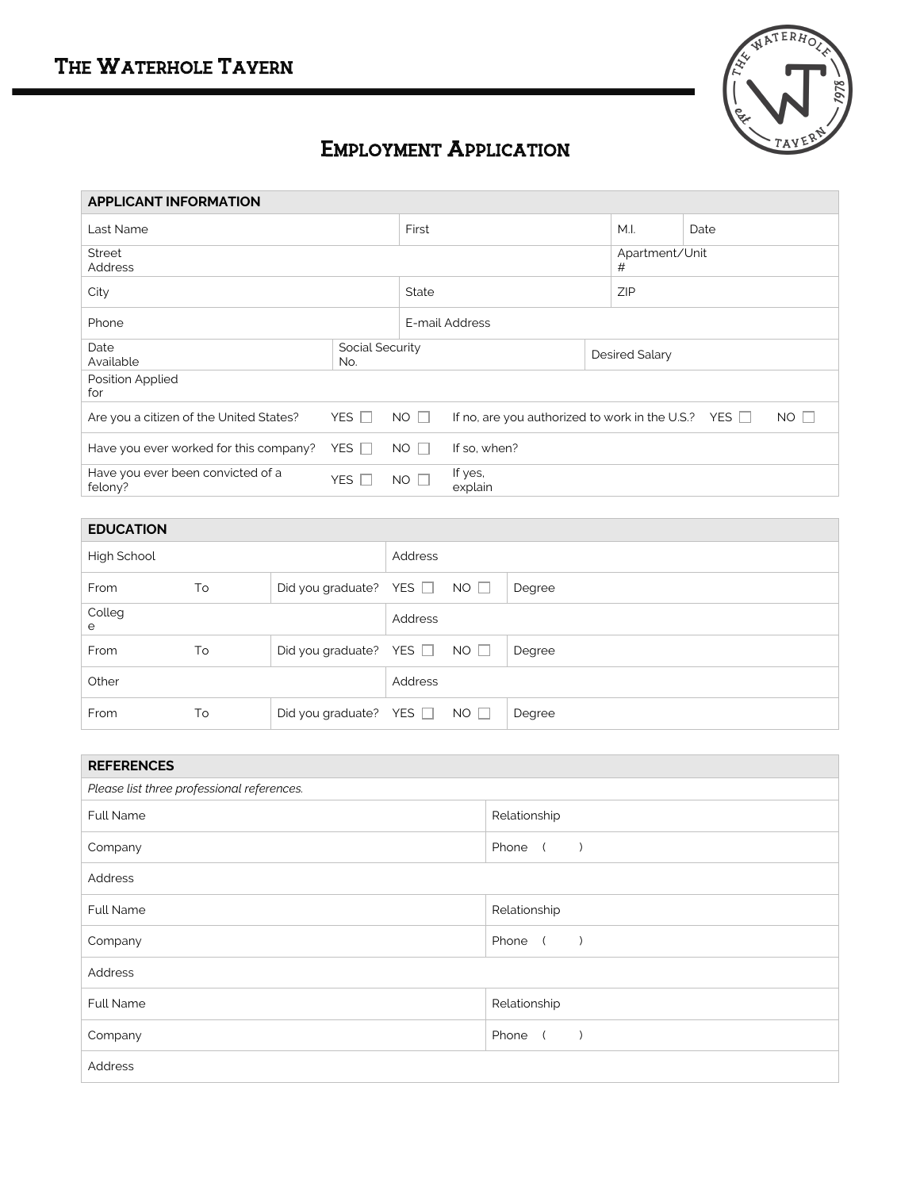# The Waterhole Tavern

## Employment Application

| APPLICANT INFORMATION | | | | | | |
|---|---|---|---|---|---|---|
| Last Name | | First | | M.I. | Date | |
| Street Address | | | | Apartment/Unit # | | |
| City | | State | | ZIP | | |
| Phone | | E-mail Address | | | | |
| Date Available | Social Security No. | | Desired Salary | | | |
| Position Applied for | | | | | | |
| Are you a citizen of the United States? | YES ☐ | NO ☐ | If no, are you authorized to work in the U.S.? | YES ☐ | NO ☐ | |
| Have you ever worked for this company? | YES ☐ | NO ☐ | If so, when? | | | |
| Have you ever been convicted of a felony? | YES ☐ | NO ☐ | If yes, explain | | | |

| EDUCATION | | | | | |
|---|---|---|---|---|---|
| High School | | | Address | | |
| From | To | Did you graduate? | YES ☐ | NO ☐ | Degree |
| College | | | Address | | |
| From | To | Did you graduate? | YES ☐ | NO ☐ | Degree |
| Other | | | Address | | |
| From | To | Did you graduate? | YES ☐ | NO ☐ | Degree |

| REFERENCES | |
|---|---|
| *Please list three professional references.* | |
| Full Name | Relationship |
| Company | Phone ( ) |
| Address | |
| Full Name | Relationship |
| Company | Phone ( ) |
| Address | |
| Full Name | Relationship |
| Company | Phone ( ) |
| Address | |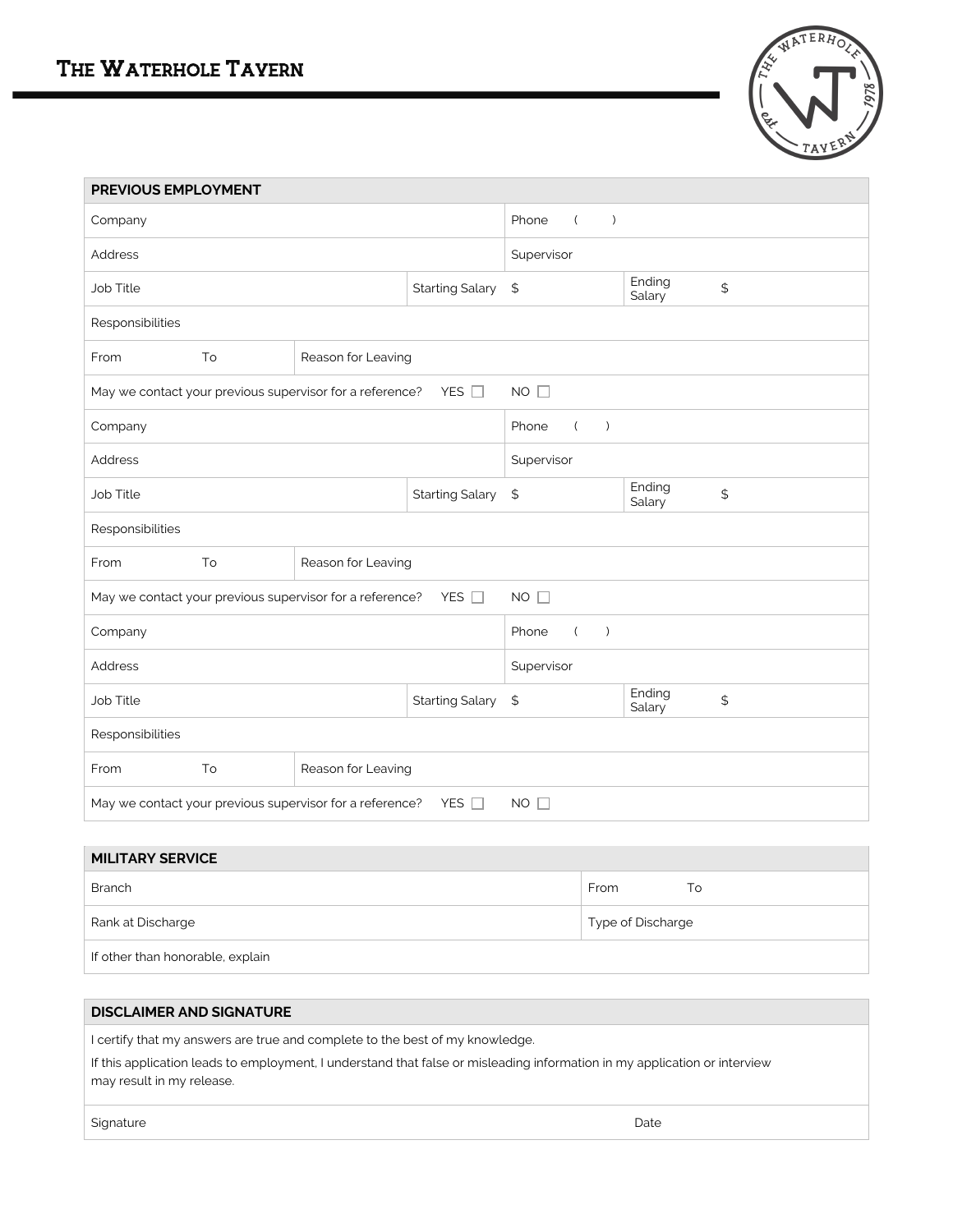# The Waterhole Tavern

## PREVIOUS EMPLOYMENT

| | | | |
|---|---|---|---|
| Company | | Phone ( ) | |
| Address | | Supervisor | |
| Job Title | Starting Salary | $ | Ending Salary $ |
| Responsibilities | | | |
| From To | Reason for Leaving | | |
| May we contact your previous supervisor for a reference? YES ☐ | | NO ☐ | |
| Company | | Phone ( ) | |
| Address | | Supervisor | |
| Job Title | Starting Salary | $ | Ending Salary $ |
| Responsibilities | | | |
| From To | Reason for Leaving | | |
| May we contact your previous supervisor for a reference? YES ☐ | | NO ☐ | |
| Company | | Phone ( ) | |
| Address | | Supervisor | |
| Job Title | Starting Salary | $ | Ending Salary $ |
| Responsibilities | | | |
| From To | Reason for Leaving | | |
| May we contact your previous supervisor for a reference? YES ☐ | | NO ☐ | |

## MILITARY SERVICE

| | |
|---|---|
| Branch | From To |
| Rank at Discharge | Type of Discharge |
| If other than honorable, explain | |

## DISCLAIMER AND SIGNATURE

I certify that my answers are true and complete to the best of my knowledge.

If this application leads to employment, I understand that false or misleading information in my application or interview may result in my release.

| | |
|---|---|
| Signature | Date |